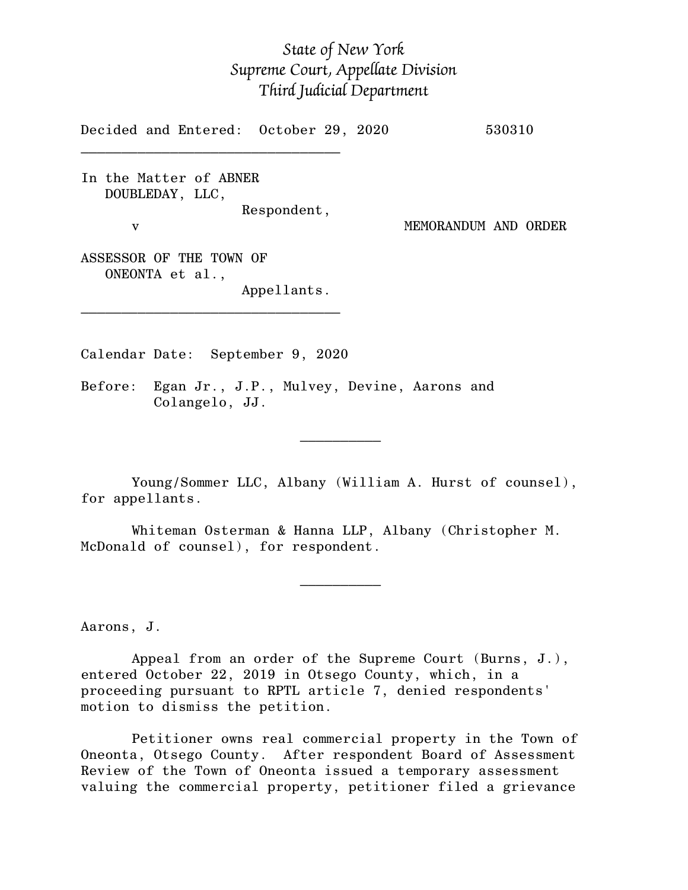*State of New York*
*Supreme Court, Appellate Division*
*Third Judicial Department*

Decided and Entered: October 29, 2020 530310

---

In the Matter of ABNER DOUBLEDAY, LLC,
Respondent,

v MEMORANDUM AND ORDER

ASSESSOR OF THE TOWN OF ONEONTA et al.,
Appellants.

---

Calendar Date: September 9, 2020

Before: Egan Jr., J.P., Mulvey, Devine, Aarons and Colangelo, JJ.

---

Young/Sommer LLC, Albany (William A. Hurst of counsel), for appellants.

Whiteman Osterman & Hanna LLP, Albany (Christopher M. McDonald of counsel), for respondent.

---

Aarons, J.

Appeal from an order of the Supreme Court (Burns, J.), entered October 22, 2019 in Otsego County, which, in a proceeding pursuant to RPTL article 7, denied respondents' motion to dismiss the petition.

Petitioner owns real commercial property in the Town of Oneonta, Otsego County. After respondent Board of Assessment Review of the Town of Oneonta issued a temporary assessment valuing the commercial property, petitioner filed a grievance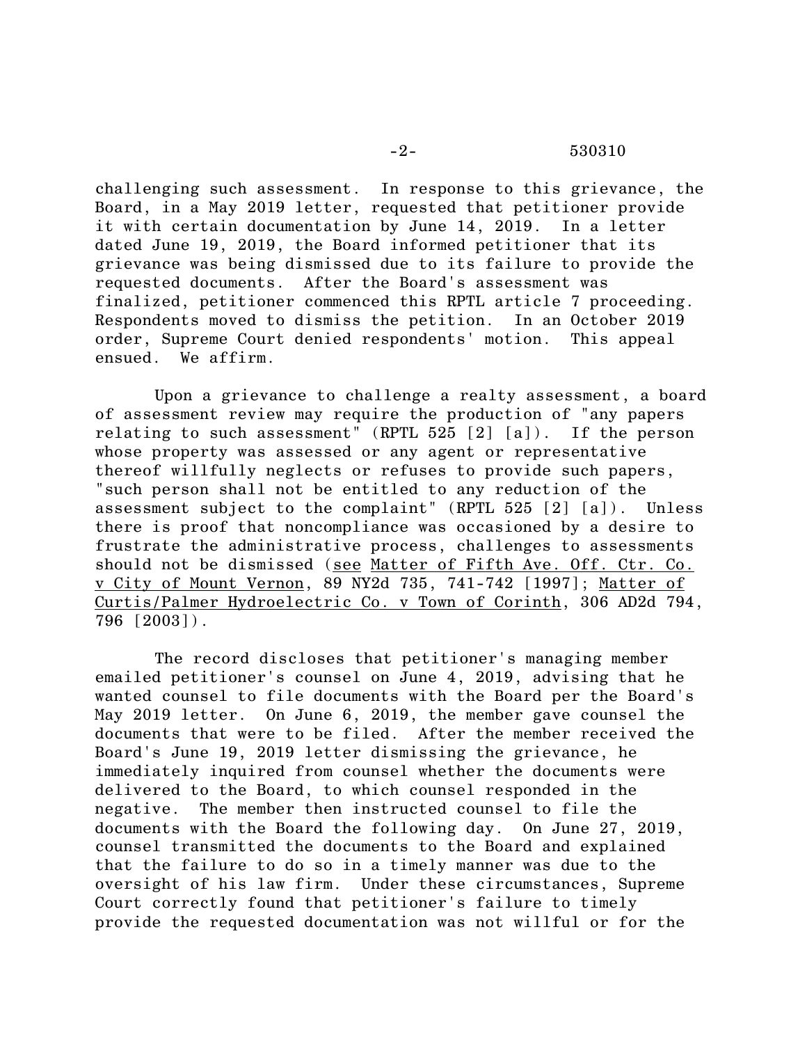challenging such assessment. In response to this grievance, the Board, in a May 2019 letter, requested that petitioner provide it with certain documentation by June 14, 2019. In a letter dated June 19, 2019, the Board informed petitioner that its grievance was being dismissed due to its failure to provide the requested documents. After the Board's assessment was finalized, petitioner commenced this RPTL article 7 proceeding. Respondents moved to dismiss the petition. In an October 2019 order, Supreme Court denied respondents' motion. This appeal ensued. We affirm.

Upon a grievance to challenge a realty assessment, a board of assessment review may require the production of "any papers relating to such assessment" (RPTL 525 [2] [a]). If the person whose property was assessed or any agent or representative thereof willfully neglects or refuses to provide such papers, "such person shall not be entitled to any reduction of the assessment subject to the complaint" (RPTL 525 [2] [a]). Unless there is proof that noncompliance was occasioned by a desire to frustrate the administrative process, challenges to assessments should not be dismissed (see Matter of Fifth Ave. Off. Ctr. Co. v City of Mount Vernon, 89 NY2d 735, 741-742 [1997]; Matter of Curtis/Palmer Hydroelectric Co. v Town of Corinth, 306 AD2d 794, 796 [2003]).

The record discloses that petitioner's managing member emailed petitioner's counsel on June 4, 2019, advising that he wanted counsel to file documents with the Board per the Board's May 2019 letter. On June 6, 2019, the member gave counsel the documents that were to be filed. After the member received the Board's June 19, 2019 letter dismissing the grievance, he immediately inquired from counsel whether the documents were delivered to the Board, to which counsel responded in the negative. The member then instructed counsel to file the documents with the Board the following day. On June 27, 2019, counsel transmitted the documents to the Board and explained that the failure to do so in a timely manner was due to the oversight of his law firm. Under these circumstances, Supreme Court correctly found that petitioner's failure to timely provide the requested documentation was not willful or for the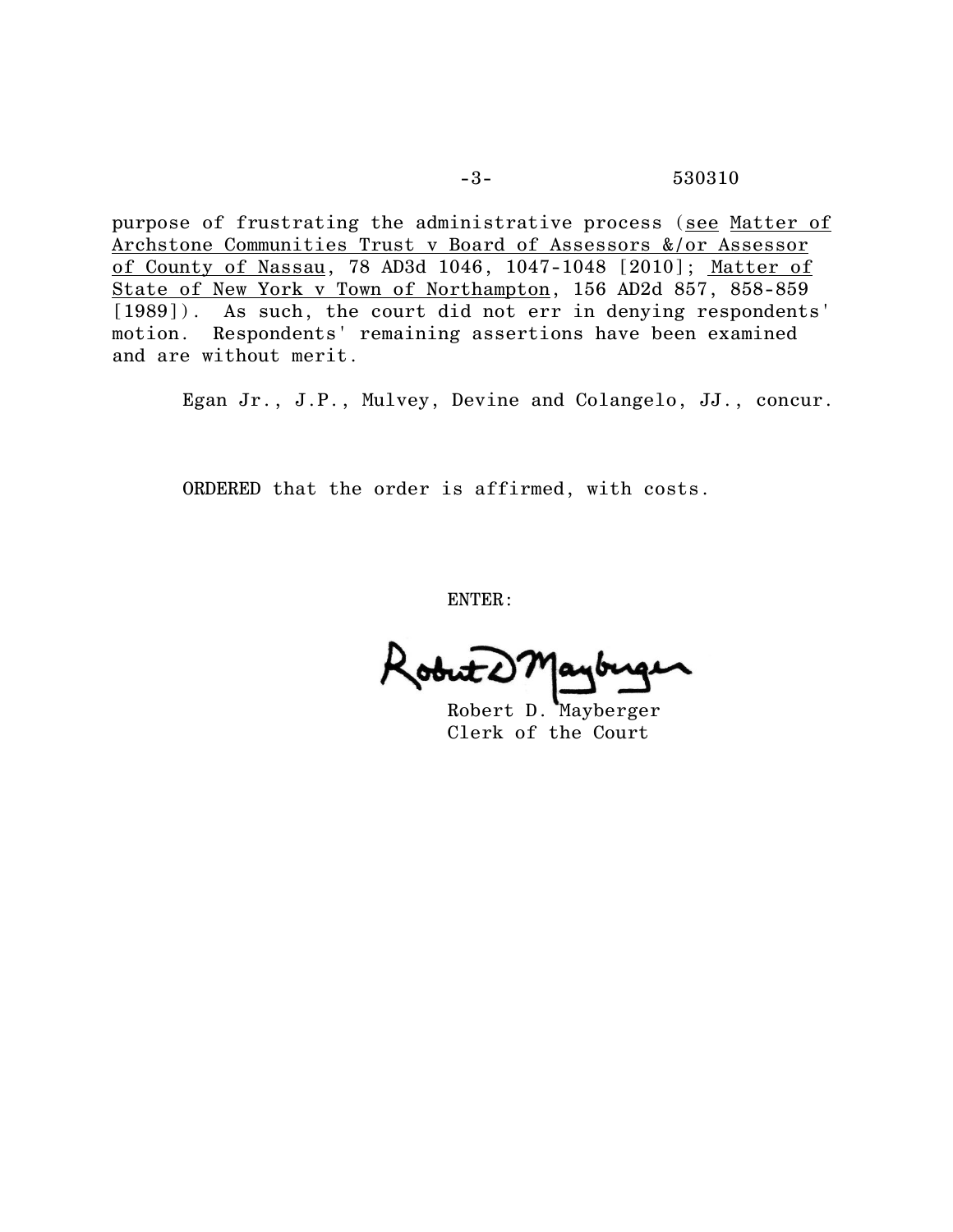purpose of frustrating the administrative process (see Matter of Archstone Communities Trust v Board of Assessors &/or Assessor of County of Nassau, 78 AD3d 1046, 1047-1048 [2010]; Matter of State of New York v Town of Northampton, 156 AD2d 857, 858-859 [1989]). As such, the court did not err in denying respondents' motion. Respondents' remaining assertions have been examined and are without merit.

Egan Jr., J.P., Mulvey, Devine and Colangelo, JJ., concur.

ORDERED that the order is affirmed, with costs.

ENTER:

Robert D. Mayberger
Clerk of the Court